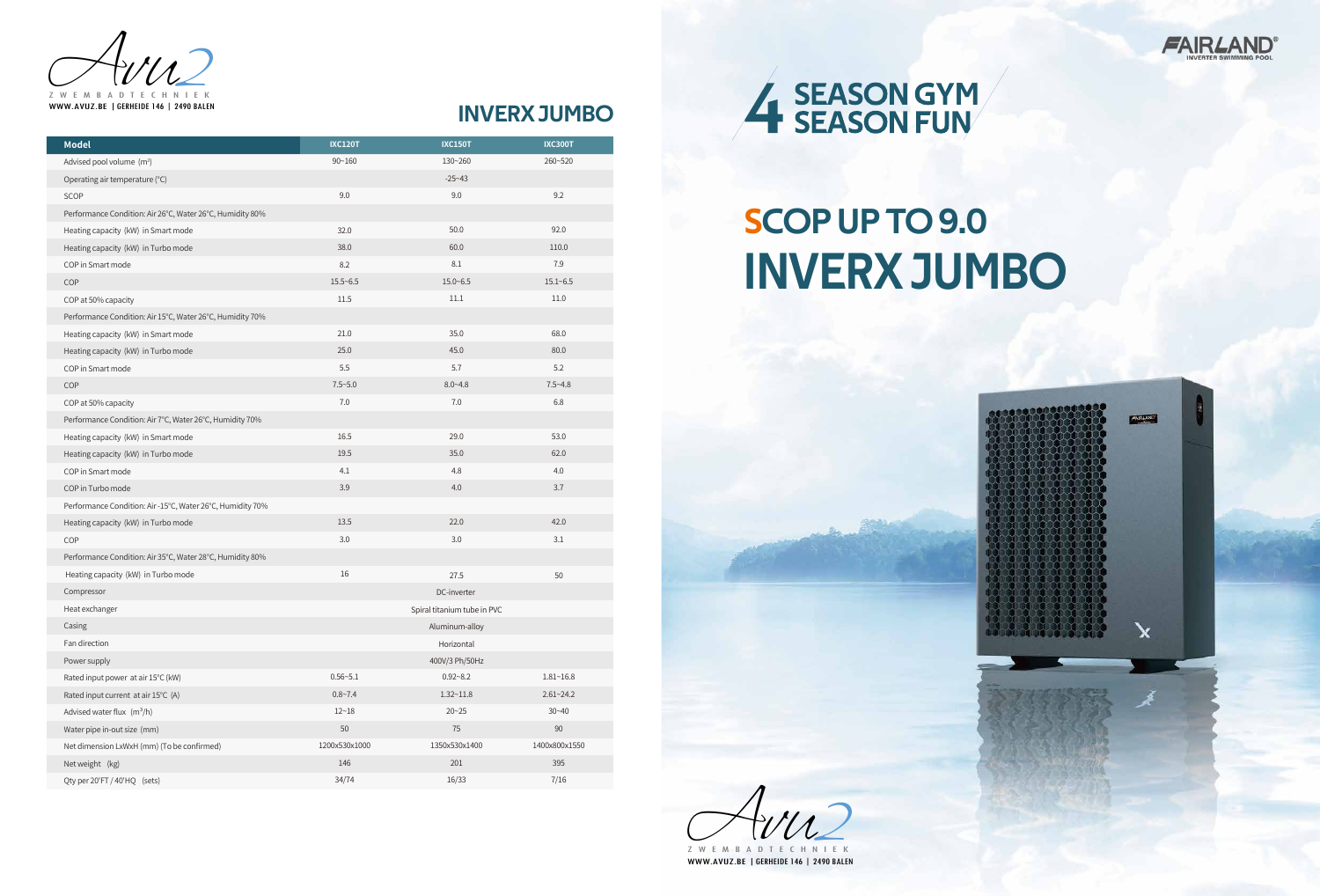Avuz

ZWEMBADTECHNIEK

WWW.AVUZ.BE | GERHEIDE 146 | 2490 BALEN

## INVERX JUMBO

| Model | IXC120T | IXC150T | IXC300T |
|---|---|---|---|
| Advised pool volume (m³) | 90~160 | 130~260 | 260~520 |
| Operating air temperature (°C) | | -25~43 | |
| SCOP | 9.0 | 9.0 | 9.2 |
| Performance Condition: Air 26°C, Water 26°C, Humidity 80% | | | |
| Heating capacity (kW) in Smart mode | 32.0 | 50.0 | 92.0 |
| Heating capacity (kW) in Turbo mode | 38.0 | 60.0 | 110.0 |
| COP in Smart mode | 8.2 | 8.1 | 7.9 |
| COP | 15.5~6.5 | 15.0~6.5 | 15.1~6.5 |
| COP at 50% capacity | 11.5 | 11.1 | 11.0 |
| Performance Condition: Air 15°C, Water 26°C, Humidity 70% | | | |
| Heating capacity (kW) in Smart mode | 21.0 | 35.0 | 68.0 |
| Heating capacity (kW) in Turbo mode | 25.0 | 45.0 | 80.0 |
| COP in Smart mode | 5.5 | 5.7 | 5.2 |
| COP | 7.5~5.0 | 8.0~4.8 | 7.5~4.8 |
| COP at 50% capacity | 7.0 | 7.0 | 6.8 |
| Performance Condition: Air 7°C, Water 26°C, Humidity 70% | | | |
| Heating capacity (kW) in Smart mode | 16.5 | 29.0 | 53.0 |
| Heating capacity (kW) in Turbo mode | 19.5 | 35.0 | 62.0 |
| COP in Smart mode | 4.1 | 4.8 | 4.0 |
| COP in Turbo mode | 3.9 | 4.0 | 3.7 |
| Performance Condition: Air -15°C, Water 26°C, Humidity 70% | | | |
| Heating capacity (kW) in Turbo mode | 13.5 | 22.0 | 42.0 |
| COP | 3.0 | 3.0 | 3.1 |
| Performance Condition: Air 35°C, Water 28°C, Humidity 80% | | | |
| Heating capacity (kW) in Turbo mode | 16 | 27.5 | 50 |
| Compressor | | DC-inverter | |
| Heat exchanger | | Spiral titanium tube in PVC | |
| Casing | | Aluminum-alloy | |
| Fan direction | | Horizontal | |
| Power supply | | 400V/3 Ph/50Hz | |
| Rated input power at air 15°C (kW) | 0.56~5.1 | 0.92~8.2 | 1.81~16.8 |
| Rated input current at air 15°C (A) | 0.8~7.4 | 1.32~11.8 | 2.61~24.2 |
| Advised water flux (m³/h) | 12~18 | 20~25 | 30~40 |
| Water pipe in-out size (mm) | 50 | 75 | 90 |
| Net dimension LxWxH (mm) (To be confirmed) | 1200x530x1000 | 1350x530x1400 | 1400x800x1550 |
| Net weight (kg) | 146 | 201 | 395 |
| Qty per 20'FT / 40'HQ (sets) | 34/74 | 16/33 | 7/16 |

FAIRLAND® INVERTER SWIMMING POOL

# 4 SEASON GYM SEASON FUN

# SCOP UP TO 9.0 INVERX JUMBO

Avuz

ZWEMBADTECHNIEK

WWW.AVUZ.BE | GERHEIDE 146 | 2490 BALEN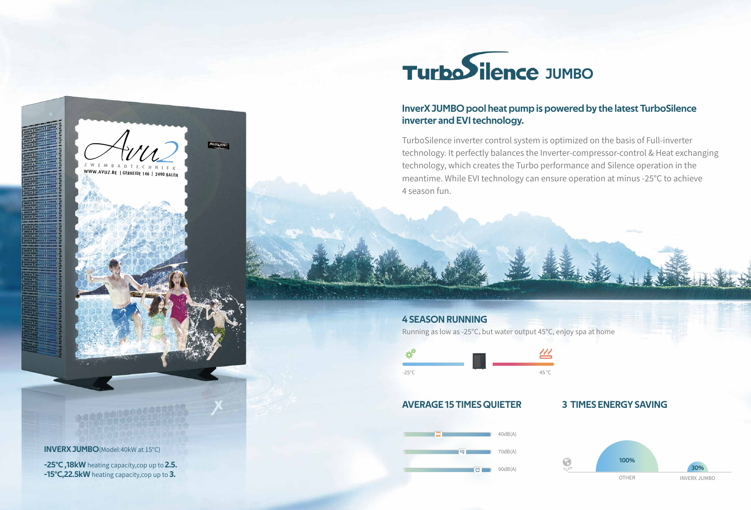# TurboSilence JUMBO

**InverX JUMBO pool heat pump is powered by the latest TurboSilence inverter and EVI technology.**

TurboSilence inverter control system is optimized on the basis of Full-inverter technology. It perfectly balances the Inverter-compressor-control & Heat exchanging technology, which creates the Turbo performance and Silence operation in the meantime. While EVI technology can ensure operation at minus -25°C to achieve 4 season fun.

## 4 SEASON RUNNING

Running as low as -25°C, but water output 45°C, enjoy spa at home

-25°C

45 °C

## AVERAGE 15 TIMES QUIETER

40dB(A)

70dB(A)

90dB(A)

## 3 TIMES ENERGY SAVING

100%

OTHER

30%

INVERX JUMBO

**INVERX JUMBO**(Model:40kW at 15°C)

**-25°C ,18kW** heating capacity,cop up to **2.5.**
**-15°C,22.5kW** heating capacity,cop up to **3.**